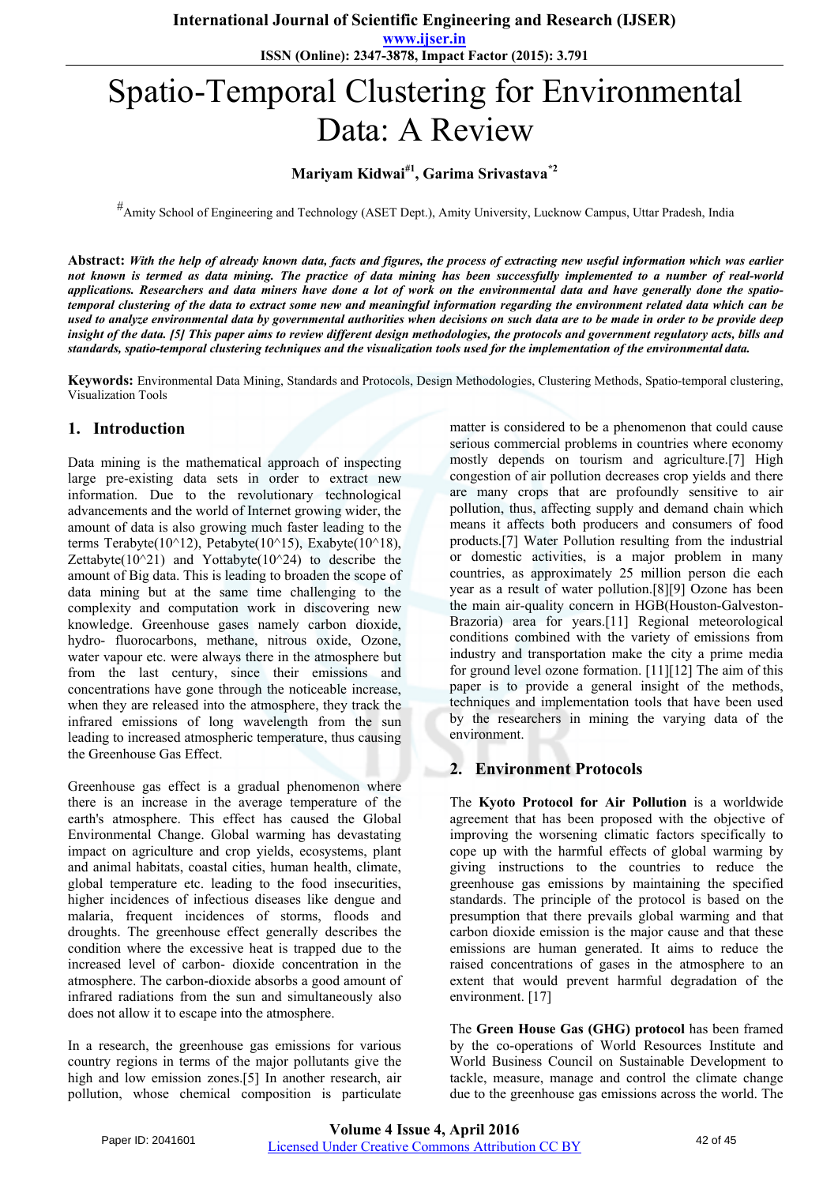# Spatio-Temporal Clustering for Environmental Data: A Review

**Mariyam Kidwai[#1], Garima Srivastava[*2]**

[#]Amity School of Engineering and Technology (ASET Dept.), Amity University, Lucknow Campus, Uttar Pradesh, India

**Abstract:** ***With the help of already known data, facts and figures, the process of extracting new useful information which was earlier not known is termed as data mining. The practice of data mining has been successfully implemented to a number of real-world applications. Researchers and data miners have done a lot of work on the environmental data and have generally done the spatio-temporal clustering of the data to extract some new and meaningful information regarding the environment related data which can be used to analyze environmental data by governmental authorities when decisions on such data are to be made in order to be provide deep insight of the data. [5] This paper aims to review different design methodologies, the protocols and government regulatory acts, bills and standards, spatio-temporal clustering techniques and the visualization tools used for the implementation of the environmental data.***

**Keywords:** Environmental Data Mining, Standards and Protocols, Design Methodologies, Clustering Methods, Spatio-temporal clustering, Visualization Tools

## 1. Introduction

Data mining is the mathematical approach of inspecting large pre-existing data sets in order to extract new information. Due to the revolutionary technological advancements and the world of Internet growing wider, the amount of data is also growing much faster leading to the terms Terabyte($10^{12}$), Petabyte($10^{15}$), Exabyte($10^{18}$), Zettabyte($10^{21}$) and Yottabyte($10^{24}$) to describe the amount of Big data. This is leading to broaden the scope of data mining but at the same time challenging to the complexity and computation work in discovering new knowledge. Greenhouse gases namely carbon dioxide, hydro- fluorocarbons, methane, nitrous oxide, Ozone, water vapour etc. were always there in the atmosphere but from the last century, since their emissions and concentrations have gone through the noticeable increase, when they are released into the atmosphere, they track the infrared emissions of long wavelength from the sun leading to increased atmospheric temperature, thus causing the Greenhouse Gas Effect.

Greenhouse gas effect is a gradual phenomenon where there is an increase in the average temperature of the earth's atmosphere. This effect has caused the Global Environmental Change. Global warming has devastating impact on agriculture and crop yields, ecosystems, plant and animal habitats, coastal cities, human health, climate, global temperature etc. leading to the food insecurities, higher incidences of infectious diseases like dengue and malaria, frequent incidences of storms, floods and droughts. The greenhouse effect generally describes the condition where the excessive heat is trapped due to the increased level of carbon- dioxide concentration in the atmosphere. The carbon-dioxide absorbs a good amount of infrared radiations from the sun and simultaneously also does not allow it to escape into the atmosphere.

In a research, the greenhouse gas emissions for various country regions in terms of the major pollutants give the high and low emission zones.[5] In another research, air pollution, whose chemical composition is particulate matter is considered to be a phenomenon that could cause serious commercial problems in countries where economy mostly depends on tourism and agriculture.[7] High congestion of air pollution decreases crop yields and there are many crops that are profoundly sensitive to air pollution, thus, affecting supply and demand chain which means it affects both producers and consumers of food products.[7] Water Pollution resulting from the industrial or domestic activities, is a major problem in many countries, as approximately 25 million person die each year as a result of water pollution.[8][9] Ozone has been the main air-quality concern in HGB(Houston-Galveston-Brazoria) area for years.[11] Regional meteorological conditions combined with the variety of emissions from industry and transportation make the city a prime media for ground level ozone formation. [11][12] The aim of this paper is to provide a general insight of the methods, techniques and implementation tools that have been used by the researchers in mining the varying data of the environment.

## 2. Environment Protocols

The **Kyoto Protocol for Air Pollution** is a worldwide agreement that has been proposed with the objective of improving the worsening climatic factors specifically to cope up with the harmful effects of global warming by giving instructions to the countries to reduce the greenhouse gas emissions by maintaining the specified standards. The principle of the protocol is based on the presumption that there prevails global warming and that carbon dioxide emission is the major cause and that these emissions are human generated. It aims to reduce the raised concentrations of gases in the atmosphere to an extent that would prevent harmful degradation of the environment. [17]

The **Green House Gas (GHG) protocol** has been framed by the co-operations of World Resources Institute and World Business Council on Sustainable Development to tackle, measure, manage and control the climate change due to the greenhouse gas emissions across the world. The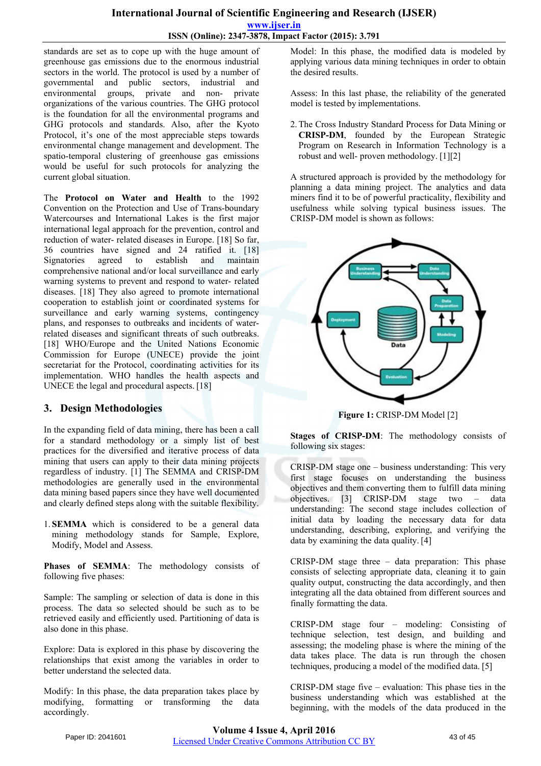standards are set as to cope up with the huge amount of greenhouse gas emissions due to the enormous industrial sectors in the world. The protocol is used by a number of governmental and public sectors, industrial and environmental groups, private and non- private organizations of the various countries. The GHG protocol is the foundation for all the environmental programs and GHG protocols and standards. Also, after the Kyoto Protocol, it's one of the most appreciable steps towards environmental change management and development. The spatio-temporal clustering of greenhouse gas emissions would be useful for such protocols for analyzing the current global situation.

The **Protocol on Water and Health** to the 1992 Convention on the Protection and Use of Trans-boundary Watercourses and International Lakes is the first major international legal approach for the prevention, control and reduction of water- related diseases in Europe. [18] So far, 36 countries have signed and 24 ratified it. [18] Signatories agreed to establish and maintain comprehensive national and/or local surveillance and early warning systems to prevent and respond to water- related diseases. [18] They also agreed to promote international cooperation to establish joint or coordinated systems for surveillance and early warning systems, contingency plans, and responses to outbreaks and incidents of water-related diseases and significant threats of such outbreaks. [18] WHO/Europe and the United Nations Economic Commission for Europe (UNECE) provide the joint secretariat for the Protocol, coordinating activities for its implementation. WHO handles the health aspects and UNECE the legal and procedural aspects. [18]

## 3. Design Methodologies

In the expanding field of data mining, there has been a call for a standard methodology or a simply list of best practices for the diversified and iterative process of data mining that users can apply to their data mining projects regardless of industry. [1] The SEMMA and CRISP-DM methodologies are generally used in the environmental data mining based papers since they have well documented and clearly defined steps along with the suitable flexibility.

1. **SEMMA** which is considered to be a general data mining methodology stands for Sample, Explore, Modify, Model and Assess.

**Phases of SEMMA**: The methodology consists of following five phases:

Sample: The sampling or selection of data is done in this process. The data so selected should be such as to be retrieved easily and efficiently used. Partitioning of data is also done in this phase.

Explore: Data is explored in this phase by discovering the relationships that exist among the variables in order to better understand the selected data.

Modify: In this phase, the data preparation takes place by modifying, formatting or transforming the data accordingly.

Model: In this phase, the modified data is modeled by applying various data mining techniques in order to obtain the desired results.

Assess: In this last phase, the reliability of the generated model is tested by implementations.

2. The Cross Industry Standard Process for Data Mining or **CRISP-DM**, founded by the European Strategic Program on Research in Information Technology is a robust and well- proven methodology. [1][2]

A structured approach is provided by the methodology for planning a data mining project. The analytics and data miners find it to be of powerful practicality, flexibility and usefulness while solving typical business issues. The CRISP-DM model is shown as follows:

**Figure 1:** CRISP-DM Model [2]

**Stages of CRISP-DM**: The methodology consists of following six stages:

CRISP-DM stage one – business understanding: This very first stage focuses on understanding the business objectives and them converting them to fulfill data mining objectives. [3] CRISP-DM stage two – data understanding: The second stage includes collection of initial data by loading the necessary data for data understanding, describing, exploring, and verifying the data by examining the data quality. [4]

CRISP-DM stage three – data preparation: This phase consists of selecting appropriate data, cleaning it to gain quality output, constructing the data accordingly, and then integrating all the data obtained from different sources and finally formatting the data.

CRISP-DM stage four – modeling: Consisting of technique selection, test design, and building and assessing; the modeling phase is where the mining of the data takes place. The data is run through the chosen techniques, producing a model of the modified data. [5]

CRISP-DM stage five – evaluation: This phase ties in the business understanding which was established at the beginning, with the models of the data produced in the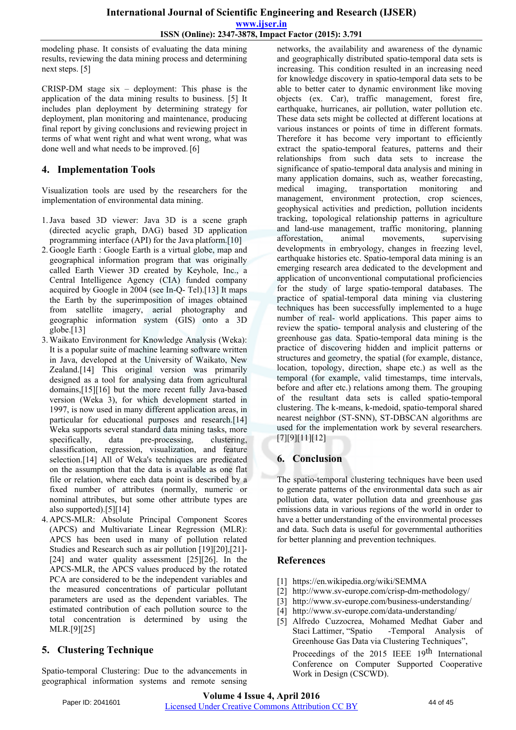modeling phase. It consists of evaluating the data mining results, reviewing the data mining process and determining next steps. [5]

CRISP-DM stage six – deployment: This phase is the application of the data mining results to business. [5] It includes plan deployment by determining strategy for deployment, plan monitoring and maintenance, producing final report by giving conclusions and reviewing project in terms of what went right and what went wrong, what was done well and what needs to be improved. [6]

## 4. Implementation Tools

Visualization tools are used by the researchers for the implementation of environmental data mining.

1. Java based 3D viewer: Java 3D is a scene graph (directed acyclic graph, DAG) based 3D application programming interface (API) for the Java platform.[10]
2. Google Earth : Google Earth is a virtual globe, map and geographical information program that was originally called Earth Viewer 3D created by Keyhole, Inc., a Central Intelligence Agency (CIA) funded company acquired by Google in 2004 (see In-Q- Tel).[13] It maps the Earth by the superimposition of images obtained from satellite imagery, aerial photography and geographic information system (GIS) onto a 3D globe.[13]
3. Waikato Environment for Knowledge Analysis (Weka): It is a popular suite of machine learning software written in Java, developed at the University of Waikato, New Zealand.[14] This original version was primarily designed as a tool for analysing data from agricultural domains,[15][16] but the more recent fully Java-based version (Weka 3), for which development started in 1997, is now used in many different application areas, in particular for educational purposes and research.[14] Weka supports several standard data mining tasks, more specifically, data pre-processing, clustering, classification, regression, visualization, and feature selection.[14] All of Weka's techniques are predicated on the assumption that the data is available as one flat file or relation, where each data point is described by a fixed number of attributes (normally, numeric or nominal attributes, but some other attribute types are also supported).[5][14]
4. APCS-MLR: Absolute Principal Component Scores (APCS) and Multivariate Linear Regression (MLR): APCS has been used in many of pollution related Studies and Research such as air pollution [19][20],[21]-[24] and water quality assessment [25][26]. In the APCS-MLR, the APCS values produced by the rotated PCA are considered to be the independent variables and the measured concentrations of particular pollutant parameters are used as the dependent variables. The estimated contribution of each pollution source to the total concentration is determined by using the MLR.[9][25]

## 5. Clustering Technique

Spatio-temporal Clustering: Due to the advancements in geographical information systems and remote sensing networks, the availability and awareness of the dynamic and geographically distributed spatio-temporal data sets is increasing. This condition resulted in an increasing need for knowledge discovery in spatio-temporal data sets to be able to better cater to dynamic environment like moving objects (ex. Car), traffic management, forest fire, earthquake, hurricanes, air pollution, water pollution etc. These data sets might be collected at different locations at various instances or points of time in different formats. Therefore it has become very important to efficiently extract the spatio-temporal features, patterns and their relationships from such data sets to increase the significance of spatio-temporal data analysis and mining in many application domains, such as, weather forecasting, medical imaging, transportation monitoring and management, environment protection, crop sciences, geophysical activities and prediction, pollution incidents tracking, topological relationship patterns in agriculture and land-use management, traffic monitoring, planning afforestation, animal movements, supervising developments in embryology, changes in freezing level, earthquake histories etc. Spatio-temporal data mining is an emerging research area dedicated to the development and application of unconventional computational proficiencies for the study of large spatio-temporal databases. The practice of spatial-temporal data mining via clustering techniques has been successfully implemented to a huge number of real- world applications. This paper aims to review the spatio- temporal analysis and clustering of the greenhouse gas data. Spatio-temporal data mining is the practice of discovering hidden and implicit patterns or structures and geometry, the spatial (for example, distance, location, topology, direction, shape etc.) as well as the temporal (for example, valid timestamps, time intervals, before and after etc.) relations among them. The grouping of the resultant data sets is called spatio-temporal clustering. The k-means, k-medoid, spatio-temporal shared nearest neighbor (ST-SNN), ST-DBSCAN algorithms are used for the implementation work by several researchers. [7][9][11][12]

## 6. Conclusion

The spatio-temporal clustering techniques have been used to generate patterns of the environmental data such as air pollution data, water pollution data and greenhouse gas emissions data in various regions of the world in order to have a better understanding of the environmental processes and data. Such data is useful for governmental authorities for better planning and prevention techniques.

## References

[1] https://en.wikipedia.org/wiki/SEMMA

[2] http://www.sv-europe.com/crisp-dm-methodology/

[3] http://www.sv-europe.com/business-understanding/

[4] http://www.sv-europe.com/data-understanding/

[5] Alfredo Cuzzocrea, Mohamed Medhat Gaber and Staci Lattimer, "Spatio -Temporal Analysis of Greenhouse Gas Data via Clustering Techniques", Proceedings of the 2015 IEEE 19th International Conference on Computer Supported Cooperative Work in Design (CSCWD).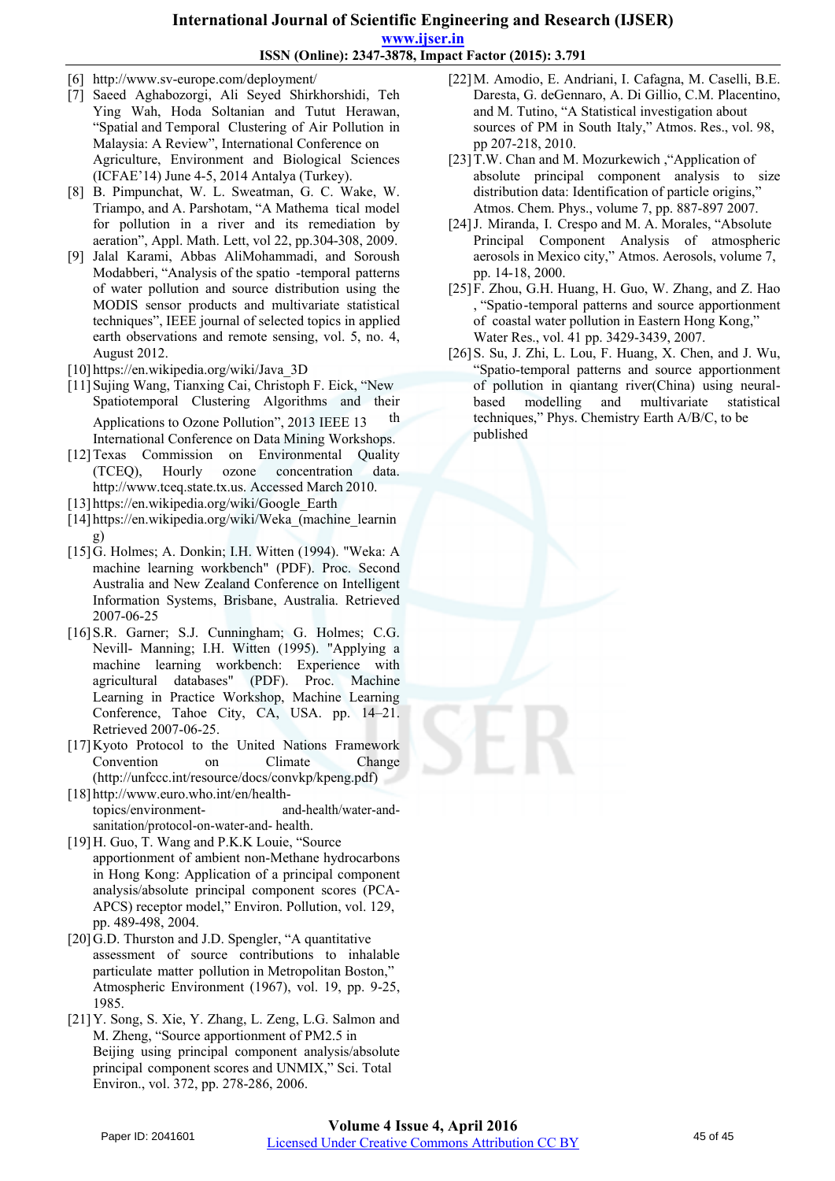[6] http://www.sv-europe.com/deployment/

[7] Saeed Aghabozorgi, Ali Seyed Shirkhorshidi, Teh Ying Wah, Hoda Soltanian and Tutut Herawan, "Spatial and Temporal Clustering of Air Pollution in Malaysia: A Review", International Conference on Agriculture, Environment and Biological Sciences (ICFAE'14) June 4-5, 2014 Antalya (Turkey).

[8] B. Pimpunchat, W. L. Sweatman, G. C. Wake, W. Triampo, and A. Parshotam, "A Mathema tical model for pollution in a river and its remediation by aeration", Appl. Math. Lett, vol 22, pp.304-308, 2009.

[9] Jalal Karami, Abbas AliMohammadi, and Soroush Modabberi, "Analysis of the spatio -temporal patterns of water pollution and source distribution using the MODIS sensor products and multivariate statistical techniques", IEEE journal of selected topics in applied earth observations and remote sensing, vol. 5, no. 4, August 2012.

[10] https://en.wikipedia.org/wiki/Java_3D

[11] Sujing Wang, Tianxing Cai, Christoph F. Eick, "New Spatiotemporal Clustering Algorithms and their Applications to Ozone Pollution", 2013 IEEE 13th International Conference on Data Mining Workshops.

[12] Texas Commission on Environmental Quality (TCEQ), Hourly ozone concentration data. http://www.tceq.state.tx.us. Accessed March 2010.

[13] https://en.wikipedia.org/wiki/Google_Earth

[14] https://en.wikipedia.org/wiki/Weka_(machine_learning)

[15] G. Holmes; A. Donkin; I.H. Witten (1994). "Weka: A machine learning workbench" (PDF). Proc. Second Australia and New Zealand Conference on Intelligent Information Systems, Brisbane, Australia. Retrieved 2007-06-25

[16] S.R. Garner; S.J. Cunningham; G. Holmes; C.G. Nevill- Manning; I.H. Witten (1995). "Applying a machine learning workbench: Experience with agricultural databases" (PDF). Proc. Machine Learning in Practice Workshop, Machine Learning Conference, Tahoe City, CA, USA. pp. 14–21. Retrieved 2007-06-25.

[17] Kyoto Protocol to the United Nations Framework Convention on Climate Change (http://unfccc.int/resource/docs/convkp/kpeng.pdf)

[18] http://www.euro.who.int/en/health-topics/environment-and-health/water-and-sanitation/protocol-on-water-and- health.

[19] H. Guo, T. Wang and P.K.K Louie, "Source apportionment of ambient non-Methane hydrocarbons in Hong Kong: Application of a principal component analysis/absolute principal component scores (PCA-APCS) receptor model," Environ. Pollution, vol. 129, pp. 489-498, 2004.

[20] G.D. Thurston and J.D. Spengler, "A quantitative assessment of source contributions to inhalable particulate matter pollution in Metropolitan Boston," Atmospheric Environment (1967), vol. 19, pp. 9-25, 1985.

[21] Y. Song, S. Xie, Y. Zhang, L. Zeng, L.G. Salmon and M. Zheng, "Source apportionment of PM2.5 in Beijing using principal component analysis/absolute principal component scores and UNMIX," Sci. Total Environ., vol. 372, pp. 278-286, 2006.

[22] M. Amodio, E. Andriani, I. Cafagna, M. Caselli, B.E. Daresta, G. deGennaro, A. Di Gillio, C.M. Placentino, and M. Tutino, "A Statistical investigation about sources of PM in South Italy," Atmos. Res., vol. 98, pp 207-218, 2010.

[23] T.W. Chan and M. Mozurkewich ,"Application of absolute principal component analysis to size distribution data: Identification of particle origins," Atmos. Chem. Phys., volume 7, pp. 887-897 2007.

[24] J. Miranda, I. Crespo and M. A. Morales, "Absolute Principal Component Analysis of atmospheric aerosols in Mexico city," Atmos. Aerosols, volume 7, pp. 14-18, 2000.

[25] F. Zhou, G.H. Huang, H. Guo, W. Zhang, and Z. Hao , "Spatio-temporal patterns and source apportionment of coastal water pollution in Eastern Hong Kong," Water Res., vol. 41 pp. 3429-3439, 2007.

[26] S. Su, J. Zhi, L. Lou, F. Huang, X. Chen, and J. Wu, "Spatio-temporal patterns and source apportionment of pollution in qiantang river(China) using neural-based modelling and multivariate statistical techniques," Phys. Chemistry Earth A/B/C, to be published